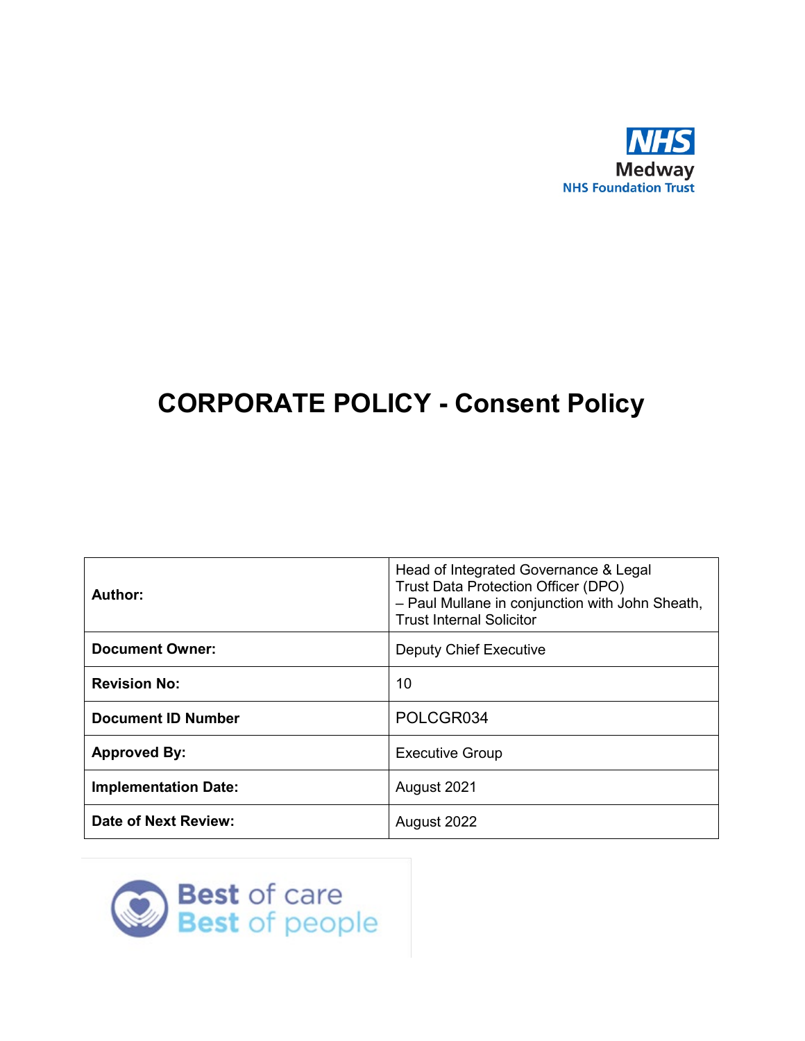NHS
Medway
NHS Foundation Trust

# CORPORATE POLICY - Consent Policy

| | |
|---|---|
| **Author:** | Head of Integrated Governance & Legal<br>Trust Data Protection Officer (DPO)<br>– Paul Mullane in conjunction with John Sheath, Trust Internal Solicitor |
| **Document Owner:** | Deputy Chief Executive |
| **Revision No:** | 10 |
| **Document ID Number** | POLCGR034 |
| **Approved By:** | Executive Group |
| **Implementation Date:** | August 2021 |
| **Date of Next Review:** | August 2022 |

Best of care
Best of people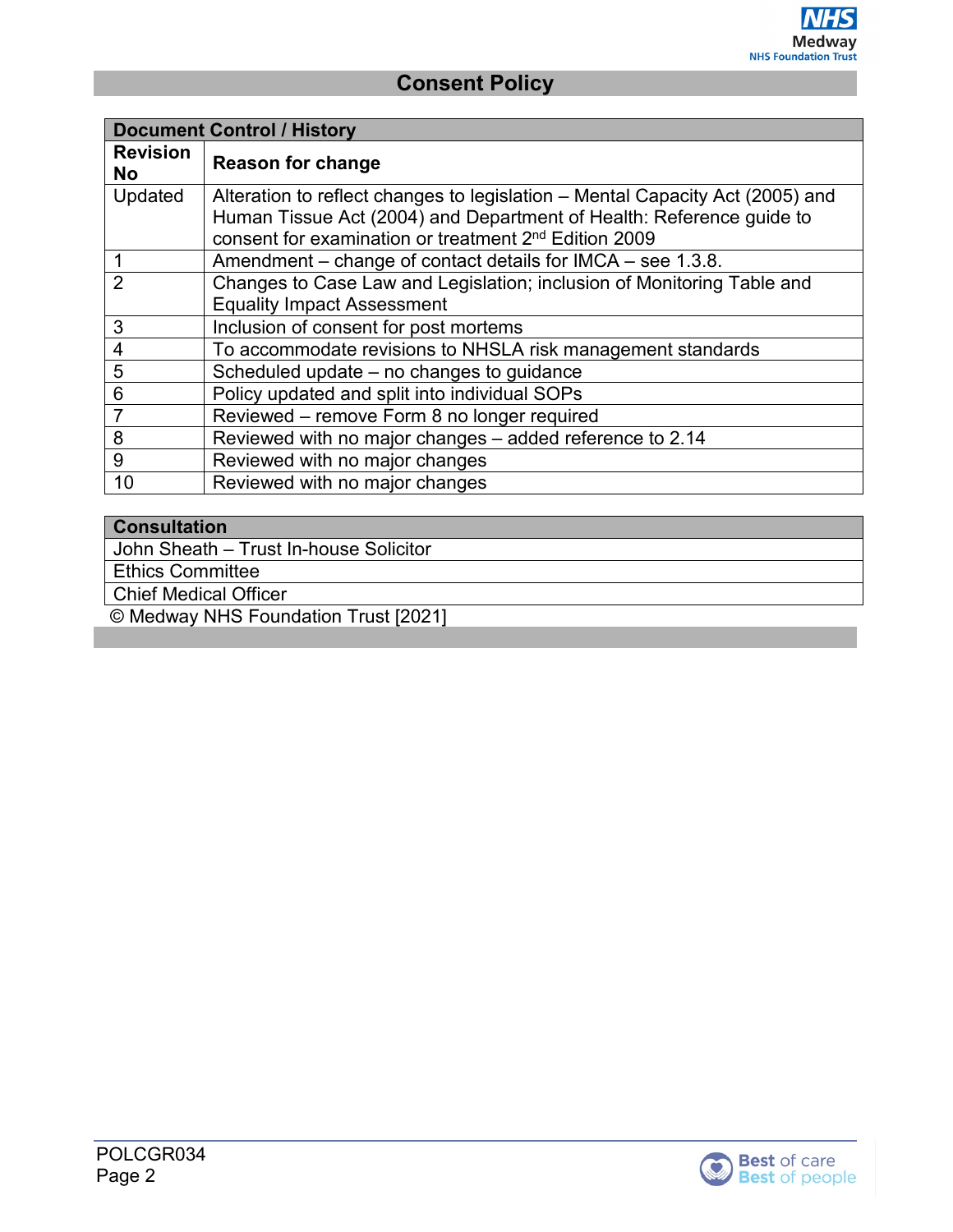# Consent Policy

| Document Control / History | |
|---|---|
| **Revision No** | **Reason for change** |
| Updated | Alteration to reflect changes to legislation – Mental Capacity Act (2005) and Human Tissue Act (2004) and Department of Health: Reference guide to consent for examination or treatment 2nd Edition 2009 |
| 1 | Amendment – change of contact details for IMCA – see 1.3.8. |
| 2 | Changes to Case Law and Legislation; inclusion of Monitoring Table and Equality Impact Assessment |
| 3 | Inclusion of consent for post mortems |
| 4 | To accommodate revisions to NHSLA risk management standards |
| 5 | Scheduled update – no changes to guidance |
| 6 | Policy updated and split into individual SOPs |
| 7 | Reviewed – remove Form 8 no longer required |
| 8 | Reviewed with no major changes – added reference to 2.14 |
| 9 | Reviewed with no major changes |
| 10 | Reviewed with no major changes |

| Consultation |
|---|
| John Sheath – Trust In-house Solicitor |
| Ethics Committee |
| Chief Medical Officer |

© Medway NHS Foundation Trust [2021]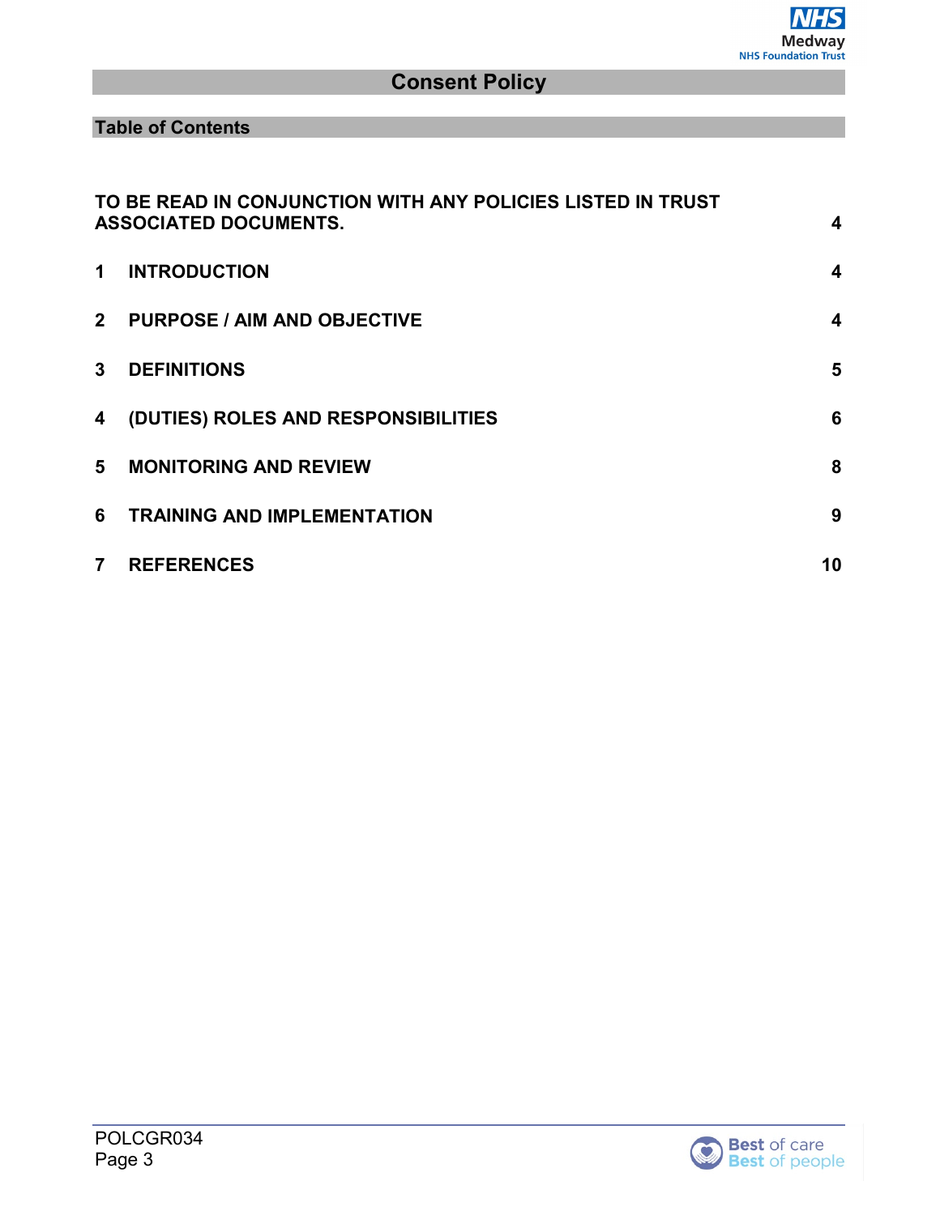# Consent Policy

## Table of Contents

| | |
|---|---|
| TO BE READ IN CONJUNCTION WITH ANY POLICIES LISTED IN TRUST ASSOCIATED DOCUMENTS. | 4 |
| 1 INTRODUCTION | 4 |
| 2 PURPOSE / AIM AND OBJECTIVE | 4 |
| 3 DEFINITIONS | 5 |
| 4 (DUTIES) ROLES AND RESPONSIBILITIES | 6 |
| 5 MONITORING AND REVIEW | 8 |
| 6 TRAINING AND IMPLEMENTATION | 9 |
| 7 REFERENCES | 10 |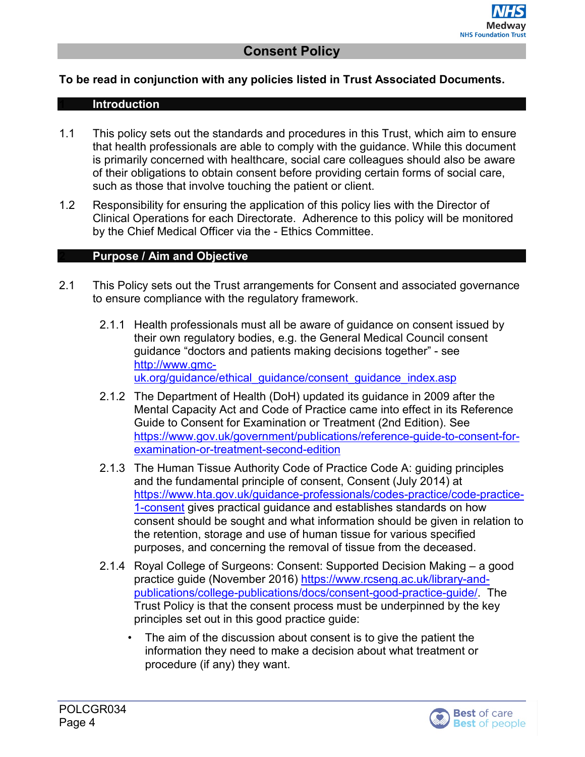# Consent Policy

**To be read in conjunction with any policies listed in Trust Associated Documents.**

## 1 Introduction

1.1 This policy sets out the standards and procedures in this Trust, which aim to ensure that health professionals are able to comply with the guidance. While this document is primarily concerned with healthcare, social care colleagues should also be aware of their obligations to obtain consent before providing certain forms of social care, such as those that involve touching the patient or client.

1.2 Responsibility for ensuring the application of this policy lies with the Director of Clinical Operations for each Directorate. Adherence to this policy will be monitored by the Chief Medical Officer via the - Ethics Committee.

## 2 Purpose / Aim and Objective

2.1 This Policy sets out the Trust arrangements for Consent and associated governance to ensure compliance with the regulatory framework.

2.1.1 Health professionals must all be aware of guidance on consent issued by their own regulatory bodies, e.g. the General Medical Council consent guidance "doctors and patients making decisions together" - see http://www.gmc-uk.org/guidance/ethical_guidance/consent_guidance_index.asp

2.1.2 The Department of Health (DoH) updated its guidance in 2009 after the Mental Capacity Act and Code of Practice came into effect in its Reference Guide to Consent for Examination or Treatment (2nd Edition). See https://www.gov.uk/government/publications/reference-guide-to-consent-for-examination-or-treatment-second-edition

2.1.3 The Human Tissue Authority Code of Practice Code A: guiding principles and the fundamental principle of consent, Consent (July 2014) at https://www.hta.gov.uk/guidance-professionals/codes-practice/code-practice-1-consent gives practical guidance and establishes standards on how consent should be sought and what information should be given in relation to the retention, storage and use of human tissue for various specified purposes, and concerning the removal of tissue from the deceased.

2.1.4 Royal College of Surgeons: Consent: Supported Decision Making – a good practice guide (November 2016) https://www.rcseng.ac.uk/library-and-publications/college-publications/docs/consent-good-practice-guide/. The Trust Policy is that the consent process must be underpinned by the key principles set out in this good practice guide:

- The aim of the discussion about consent is to give the patient the information they need to make a decision about what treatment or procedure (if any) they want.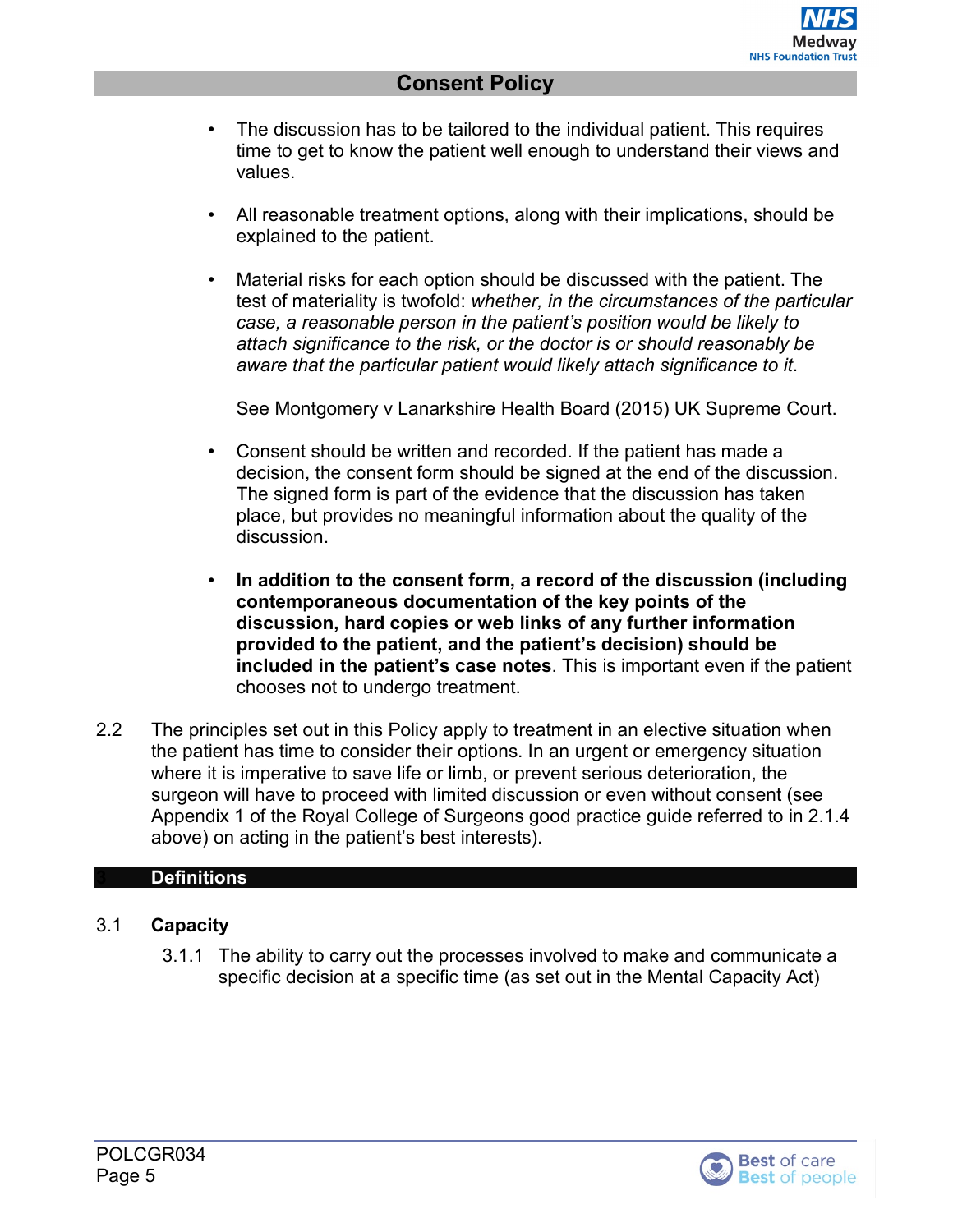- The discussion has to be tailored to the individual patient. This requires time to get to know the patient well enough to understand their views and values.

- All reasonable treatment options, along with their implications, should be explained to the patient.

- Material risks for each option should be discussed with the patient. The test of materiality is twofold: *whether, in the circumstances of the particular case, a reasonable person in the patient's position would be likely to attach significance to the risk, or the doctor is or should reasonably be aware that the particular patient would likely attach significance to it*.

  See Montgomery v Lanarkshire Health Board (2015) UK Supreme Court.

- Consent should be written and recorded. If the patient has made a decision, the consent form should be signed at the end of the discussion. The signed form is part of the evidence that the discussion has taken place, but provides no meaningful information about the quality of the discussion.

- **In addition to the consent form, a record of the discussion (including contemporaneous documentation of the key points of the discussion, hard copies or web links of any further information provided to the patient, and the patient's decision) should be included in the patient's case notes**. This is important even if the patient chooses not to undergo treatment.

2.2 The principles set out in this Policy apply to treatment in an elective situation when the patient has time to consider their options. In an urgent or emergency situation where it is imperative to save life or limb, or prevent serious deterioration, the surgeon will have to proceed with limited discussion or even without consent (see Appendix 1 of the Royal College of Surgeons good practice guide referred to in 2.1.4 above) on acting in the patient's best interests).

## 3 Definitions

### 3.1 Capacity

3.1.1 The ability to carry out the processes involved to make and communicate a specific decision at a specific time (as set out in the Mental Capacity Act)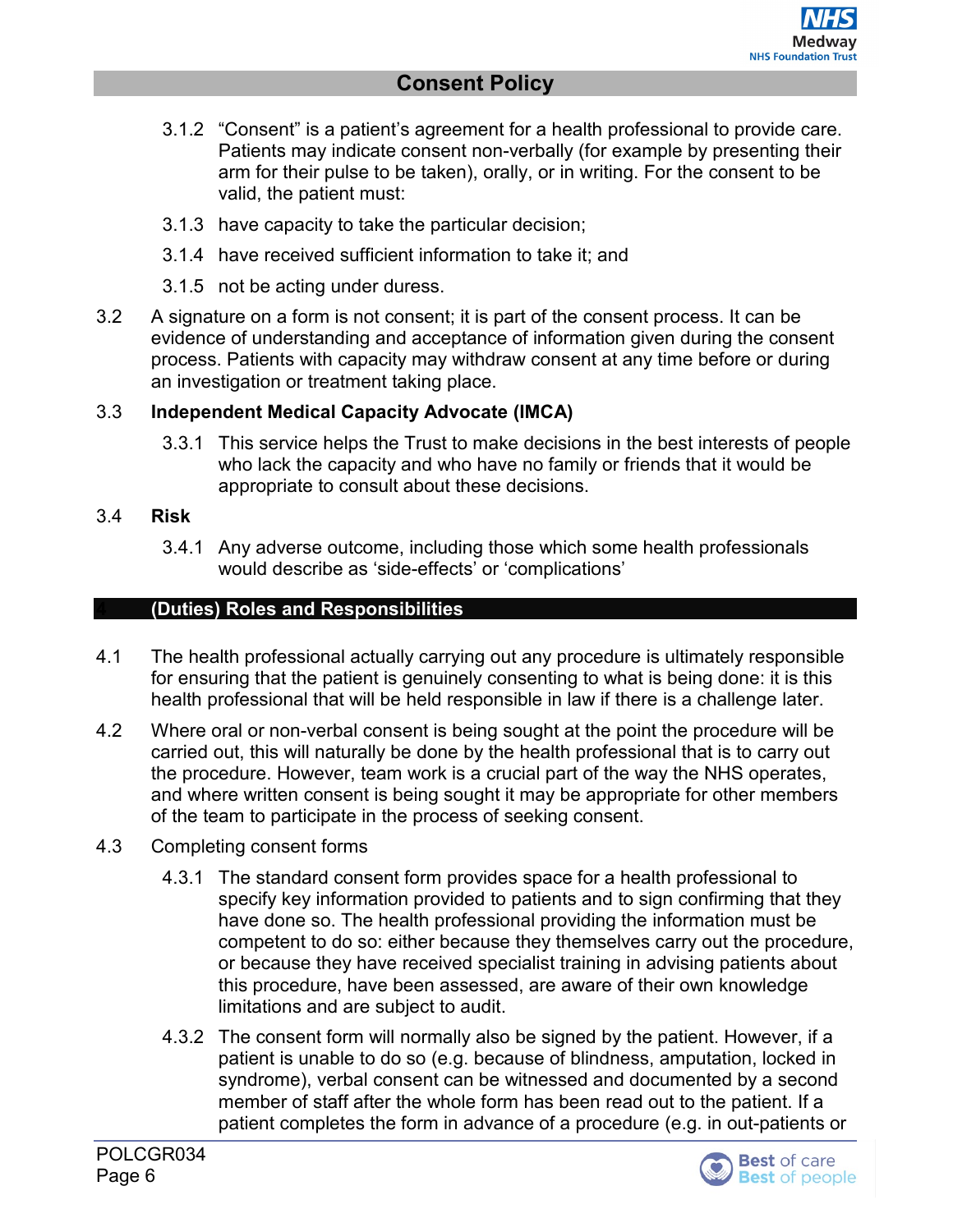3.1.2 “Consent” is a patient’s agreement for a health professional to provide care. Patients may indicate consent non-verbally (for example by presenting their arm for their pulse to be taken), orally, or in writing. For the consent to be valid, the patient must:

3.1.3 have capacity to take the particular decision;

3.1.4 have received sufficient information to take it; and

3.1.5 not be acting under duress.

3.2 A signature on a form is not consent; it is part of the consent process. It can be evidence of understanding and acceptance of information given during the consent process. Patients with capacity may withdraw consent at any time before or during an investigation or treatment taking place.

3.3 **Independent Medical Capacity Advocate (IMCA)**

3.3.1 This service helps the Trust to make decisions in the best interests of people who lack the capacity and who have no family or friends that it would be appropriate to consult about these decisions.

3.4 **Risk**

3.4.1 Any adverse outcome, including those which some health professionals would describe as ‘side-effects’ or ‘complications’

## 4 (Duties) Roles and Responsibilities

4.1 The health professional actually carrying out any procedure is ultimately responsible for ensuring that the patient is genuinely consenting to what is being done: it is this health professional that will be held responsible in law if there is a challenge later.

4.2 Where oral or non-verbal consent is being sought at the point the procedure will be carried out, this will naturally be done by the health professional that is to carry out the procedure. However, team work is a crucial part of the way the NHS operates, and where written consent is being sought it may be appropriate for other members of the team to participate in the process of seeking consent.

4.3 Completing consent forms

4.3.1 The standard consent form provides space for a health professional to specify key information provided to patients and to sign confirming that they have done so. The health professional providing the information must be competent to do so: either because they themselves carry out the procedure, or because they have received specialist training in advising patients about this procedure, have been assessed, are aware of their own knowledge limitations and are subject to audit.

4.3.2 The consent form will normally also be signed by the patient. However, if a patient is unable to do so (e.g. because of blindness, amputation, locked in syndrome), verbal consent can be witnessed and documented by a second member of staff after the whole form has been read out to the patient. If a patient completes the form in advance of a procedure (e.g. in out-patients or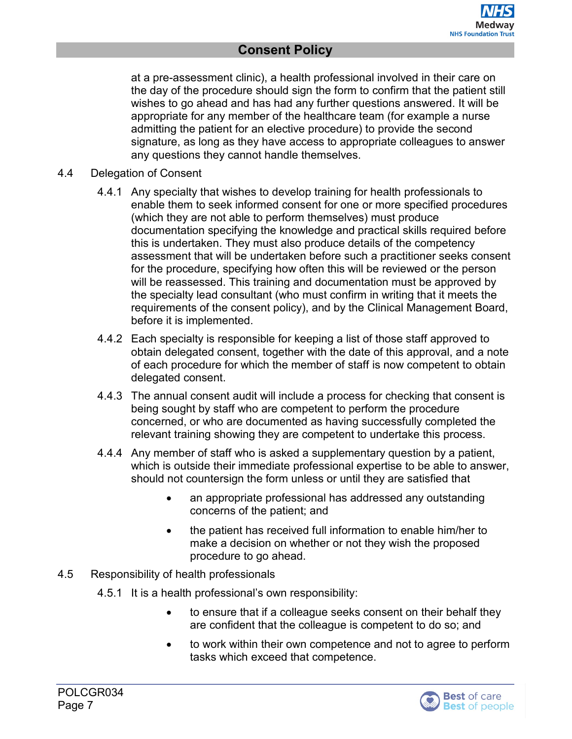at a pre-assessment clinic), a health professional involved in their care on the day of the procedure should sign the form to confirm that the patient still wishes to go ahead and has had any further questions answered. It will be appropriate for any member of the healthcare team (for example a nurse admitting the patient for an elective procedure) to provide the second signature, as long as they have access to appropriate colleagues to answer any questions they cannot handle themselves.

4.4 Delegation of Consent

4.4.1 Any specialty that wishes to develop training for health professionals to enable them to seek informed consent for one or more specified procedures (which they are not able to perform themselves) must produce documentation specifying the knowledge and practical skills required before this is undertaken. They must also produce details of the competency assessment that will be undertaken before such a practitioner seeks consent for the procedure, specifying how often this will be reviewed or the person will be reassessed. This training and documentation must be approved by the specialty lead consultant (who must confirm in writing that it meets the requirements of the consent policy), and by the Clinical Management Board, before it is implemented.

4.4.2 Each specialty is responsible for keeping a list of those staff approved to obtain delegated consent, together with the date of this approval, and a note of each procedure for which the member of staff is now competent to obtain delegated consent.

4.4.3 The annual consent audit will include a process for checking that consent is being sought by staff who are competent to perform the procedure concerned, or who are documented as having successfully completed the relevant training showing they are competent to undertake this process.

4.4.4 Any member of staff who is asked a supplementary question by a patient, which is outside their immediate professional expertise to be able to answer, should not countersign the form unless or until they are satisfied that

- an appropriate professional has addressed any outstanding concerns of the patient; and
- the patient has received full information to enable him/her to make a decision on whether or not they wish the proposed procedure to go ahead.

4.5 Responsibility of health professionals

4.5.1 It is a health professional's own responsibility:

- to ensure that if a colleague seeks consent on their behalf they are confident that the colleague is competent to do so; and
- to work within their own competence and not to agree to perform tasks which exceed that competence.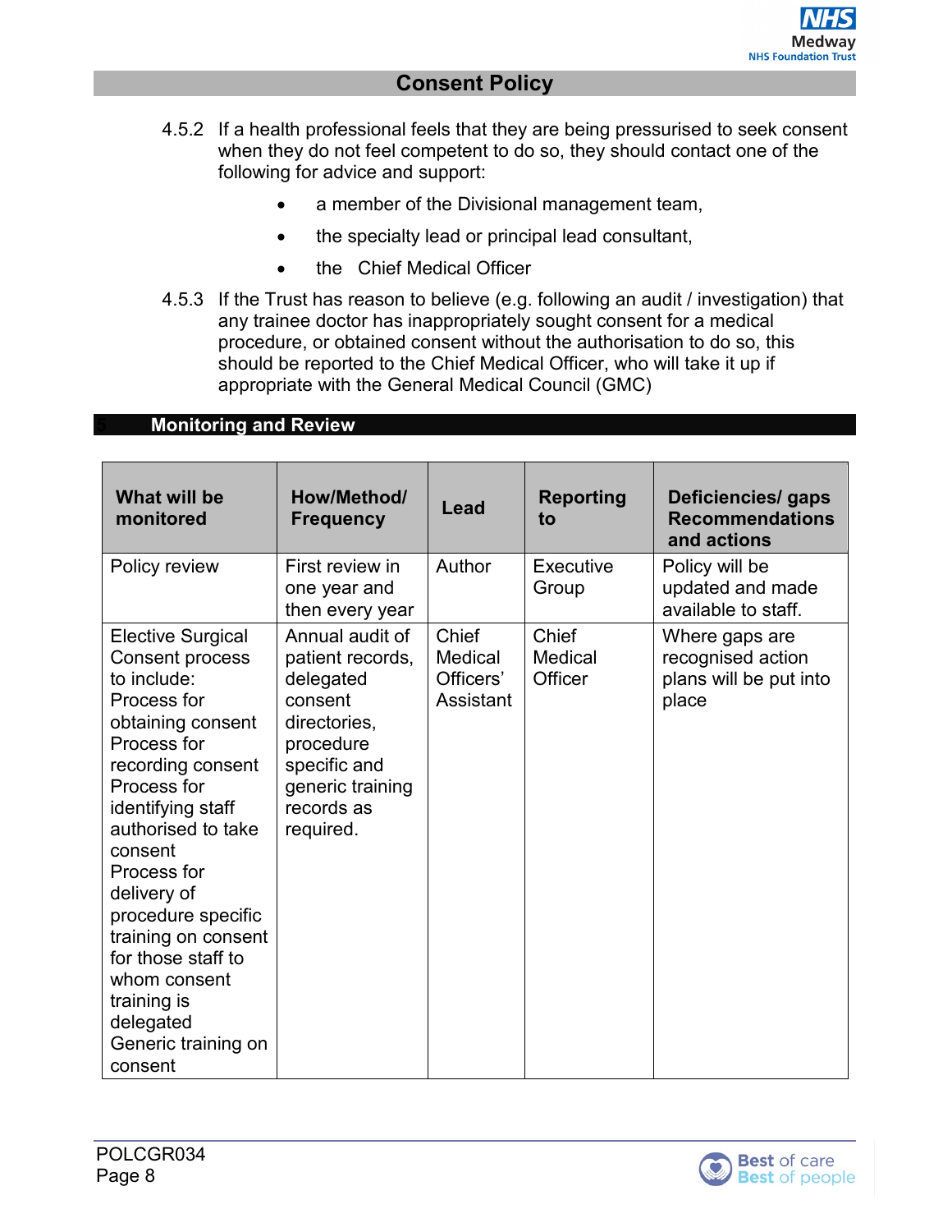4.5.2 If a health professional feels that they are being pressurised to seek consent when they do not feel competent to do so, they should contact one of the following for advice and support:

- a member of the Divisional management team,
- the specialty lead or principal lead consultant,
- the Chief Medical Officer

4.5.3 If the Trust has reason to believe (e.g. following an audit / investigation) that any trainee doctor has inappropriately sought consent for a medical procedure, or obtained consent without the authorisation to do so, this should be reported to the Chief Medical Officer, who will take it up if appropriate with the General Medical Council (GMC)

## 5 Monitoring and Review

| What will be monitored | How/Method/ Frequency | Lead | Reporting to | Deficiencies/ gaps Recommendations and actions |
|---|---|---|---|---|
| Policy review | First review in one year and then every year | Author | Executive Group | Policy will be updated and made available to staff. |
| Elective Surgical Consent process to include: Process for obtaining consent Process for recording consent Process for identifying staff authorised to take consent Process for delivery of procedure specific training on consent for those staff to whom consent training is delegated Generic training on consent | Annual audit of patient records, delegated consent directories, procedure specific and generic training records as required. | Chief Medical Officers' Assistant | Chief Medical Officer | Where gaps are recognised action plans will be put into place |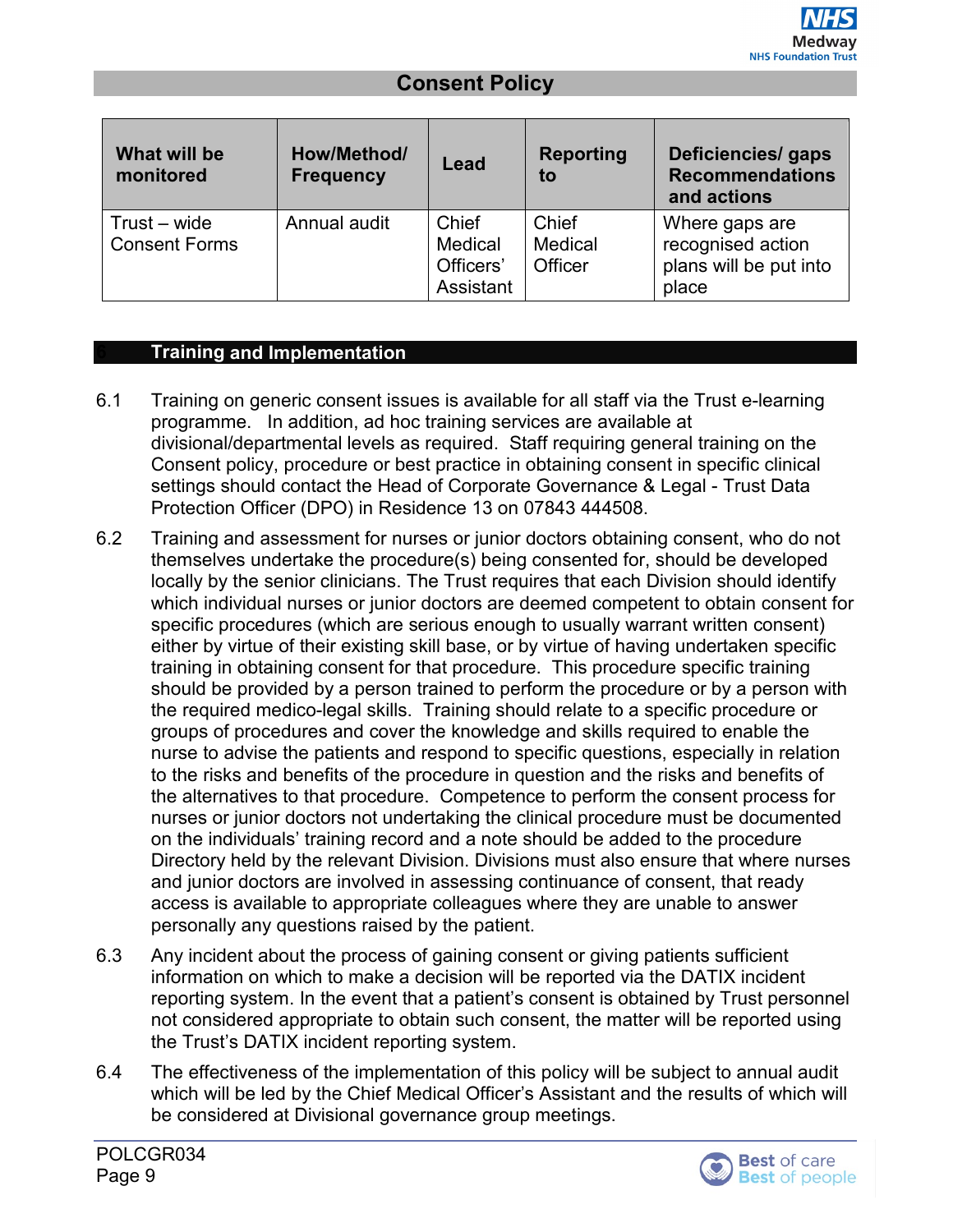| What will be monitored | How/Method/ Frequency | Lead | Reporting to | Deficiencies/ gaps Recommendations and actions |
|---|---|---|---|---|
| Trust – wide Consent Forms | Annual audit | Chief Medical Officers' Assistant | Chief Medical Officer | Where gaps are recognised action plans will be put into place |

## 6 Training and Implementation

6.1 Training on generic consent issues is available for all staff via the Trust e-learning programme. In addition, ad hoc training services are available at divisional/departmental levels as required. Staff requiring general training on the Consent policy, procedure or best practice in obtaining consent in specific clinical settings should contact the Head of Corporate Governance & Legal - Trust Data Protection Officer (DPO) in Residence 13 on 07843 444508.

6.2 Training and assessment for nurses or junior doctors obtaining consent, who do not themselves undertake the procedure(s) being consented for, should be developed locally by the senior clinicians. The Trust requires that each Division should identify which individual nurses or junior doctors are deemed competent to obtain consent for specific procedures (which are serious enough to usually warrant written consent) either by virtue of their existing skill base, or by virtue of having undertaken specific training in obtaining consent for that procedure. This procedure specific training should be provided by a person trained to perform the procedure or by a person with the required medico-legal skills. Training should relate to a specific procedure or groups of procedures and cover the knowledge and skills required to enable the nurse to advise the patients and respond to specific questions, especially in relation to the risks and benefits of the procedure in question and the risks and benefits of the alternatives to that procedure. Competence to perform the consent process for nurses or junior doctors not undertaking the clinical procedure must be documented on the individuals' training record and a note should be added to the procedure Directory held by the relevant Division. Divisions must also ensure that where nurses and junior doctors are involved in assessing continuance of consent, that ready access is available to appropriate colleagues where they are unable to answer personally any questions raised by the patient.

6.3 Any incident about the process of gaining consent or giving patients sufficient information on which to make a decision will be reported via the DATIX incident reporting system. In the event that a patient's consent is obtained by Trust personnel not considered appropriate to obtain such consent, the matter will be reported using the Trust's DATIX incident reporting system.

6.4 The effectiveness of the implementation of this policy will be subject to annual audit which will be led by the Chief Medical Officer's Assistant and the results of which will be considered at Divisional governance group meetings.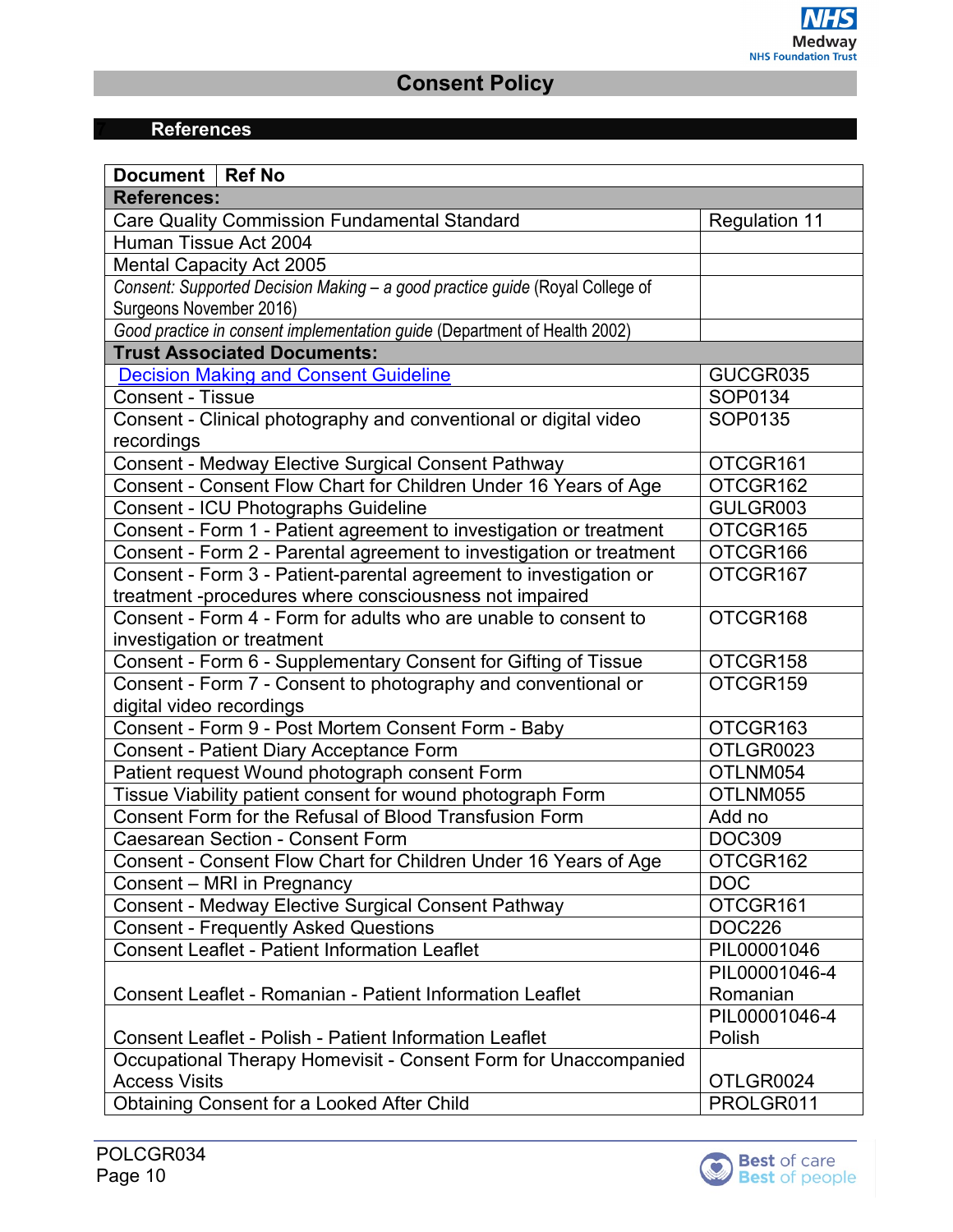## References

| Document | Ref No |
|---|---|
| **References:** | |
| Care Quality Commission Fundamental Standard | Regulation 11 |
| Human Tissue Act 2004 | |
| Mental Capacity Act 2005 | |
| *Consent: Supported Decision Making – a good practice guide* (Royal College of Surgeons November 2016) | |
| *Good practice in consent implementation guide* (Department of Health 2002) | |
| **Trust Associated Documents:** | |
| Decision Making and Consent Guideline | GUCGR035 |
| Consent - Tissue | SOP0134 |
| Consent - Clinical photography and conventional or digital video recordings | SOP0135 |
| Consent - Medway Elective Surgical Consent Pathway | OTCGR161 |
| Consent - Consent Flow Chart for Children Under 16 Years of Age | OTCGR162 |
| Consent - ICU Photographs Guideline | GULGR003 |
| Consent - Form 1 - Patient agreement to investigation or treatment | OTCGR165 |
| Consent - Form 2 - Parental agreement to investigation or treatment | OTCGR166 |
| Consent - Form 3 - Patient-parental agreement to investigation or treatment -procedures where consciousness not impaired | OTCGR167 |
| Consent - Form 4 - Form for adults who are unable to consent to investigation or treatment | OTCGR168 |
| Consent - Form 6 - Supplementary Consent for Gifting of Tissue | OTCGR158 |
| Consent - Form 7 - Consent to photography and conventional or digital video recordings | OTCGR159 |
| Consent - Form 9 - Post Mortem Consent Form - Baby | OTCGR163 |
| Consent - Patient Diary Acceptance Form | OTLGR0023 |
| Patient request Wound photograph consent Form | OTLNM054 |
| Tissue Viability patient consent for wound photograph Form | OTLNM055 |
| Consent Form for the Refusal of Blood Transfusion Form | Add no |
| Caesarean Section - Consent Form | DOC309 |
| Consent - Consent Flow Chart for Children Under 16 Years of Age | OTCGR162 |
| Consent – MRI in Pregnancy | DOC |
| Consent - Medway Elective Surgical Consent Pathway | OTCGR161 |
| Consent - Frequently Asked Questions | DOC226 |
| Consent Leaflet - Patient Information Leaflet | PIL00001046 |
| Consent Leaflet - Romanian - Patient Information Leaflet | PIL00001046-4 Romanian |
| Consent Leaflet - Polish - Patient Information Leaflet | PIL00001046-4 Polish |
| Occupational Therapy Homevisit - Consent Form for Unaccompanied Access Visits | OTLGR0024 |
| Obtaining Consent for a Looked After Child | PROLGR011 |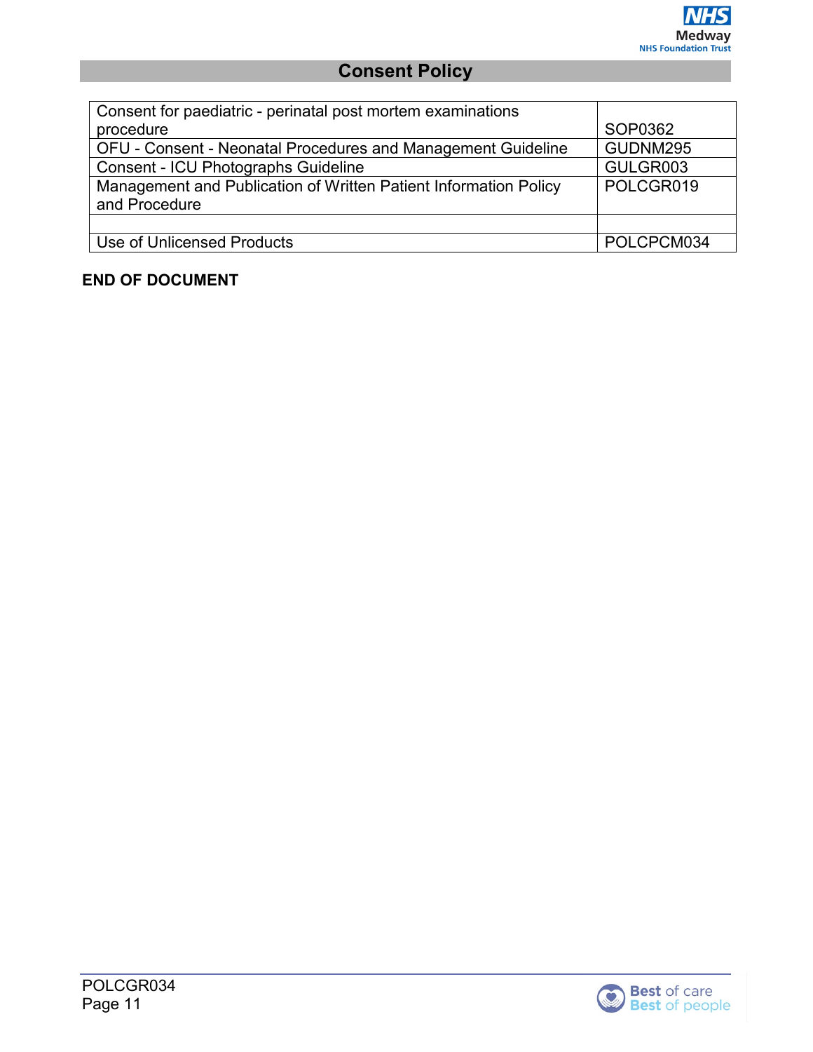| | |
|---|---|
| Consent for paediatric - perinatal post mortem examinations procedure | SOP0362 |
| OFU - Consent - Neonatal Procedures and Management Guideline | GUDNM295 |
| Consent - ICU Photographs Guideline | GULGR003 |
| Management and Publication of Written Patient Information Policy and Procedure | POLCGR019 |
| | |
| Use of Unlicensed Products | POLCPCM034 |

**END OF DOCUMENT**